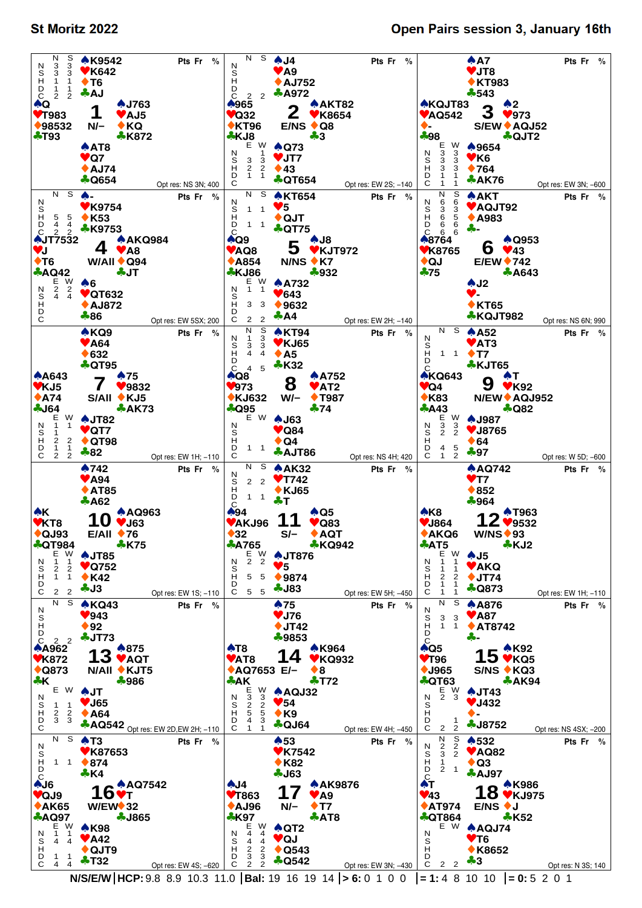# St Moritz 2022

## Open Pairs session 3, January 16th

### Board 1 — N/–

| | Hand |
|---|---|
| North | ♠K9542 ♥K642 ♦T6 ♣AJ |
| West | ♠Q ♥T983 ♦98532 ♣T93 |
| East | ♠J763 ♥AJ5 ♦KQ ♣K872 |
| South | ♠AT8 ♥Q7 ♦AJ74 ♣Q654 |

| | N | S | E | W |
|---|---|---|---|---|
| N | 3 | 3 | | |
| S | 3 | 3 | | |
| H | 1 | 1 | | |
| D | 1 | 1 | | |
| C | 2 | 2 | | |

Opt res: NS 3N; 400

### Board 2 — E/NS

| | Hand |
|---|---|
| North | ♠J4 ♥A9 ♦AJ752 ♣A972 |
| West | ♠965 ♥Q32 ♦KT96 ♣KJ8 |
| East | ♠AKT82 ♥K8654 ♦Q8 ♣3 |
| South | ♠Q73 ♥JT7 ♦43 ♣QT654 |

| | N | S | E | W |
|---|---|---|---|---|
| N | | | | 1 |
| S | | | 3 | 3 |
| H | | | 2 | 2 |
| D | | | 1 | 1 |
| C | 2 | 2 | | |

Opt res: EW 2S; –140

### Board 3 — S/EW

| | Hand |
|---|---|
| North | ♠A7 ♥JT8 ♦KT983 ♣543 |
| West | ♠KQJT83 ♥AQ542 ♦- ♣98 |
| East | ♠2 ♥973 ♦AQJ52 ♣QJT2 |
| South | ♠9654 ♥K6 ♦764 ♣AK76 |

| | N | S | E | W |
|---|---|---|---|---|
| N | | | 3 | 3 |
| S | | | 3 | 3 |
| H | | | 3 | 3 |
| D | | | 1 | 1 |
| C | | | 1 | 1 |

Opt res: EW 3N; –600

### Board 4 — W/All

| | Hand |
|---|---|
| North | ♠- ♥K9754 ♦K53 ♣K9753 |
| West | ♠JT7532 ♥J ♦T6 ♣AQ42 |
| East | ♠AKQ984 ♥A8 ♦Q94 ♣JT |
| South | ♠6 ♥QT632 ♦AJ872 ♣86 |

| | N | S | E | W |
|---|---|---|---|---|
| N | | | 2 | 2 |
| S | | | 4 | 4 |
| H | 5 | 5 | | |
| D | 4 | 4 | | |
| C | 2 | 2 | | |

Opt res: EW 5SX; 200

### Board 5 — N/NS

| | Hand |
|---|---|
| North | ♠KT654 ♥5 ♦QJT ♣QT75 |
| West | ♠Q9 ♥AQ8 ♦A854 ♣KJ86 |
| East | ♠J8 ♥KJT972 ♦K7 ♣932 |
| South | ♠A732 ♥643 ♦9632 ♣A4 |

| | N | S | E | W |
|---|---|---|---|---|
| N | | | 1 | 1 |
| S | 1 | 1 | | |
| H | | | 3 | 3 |
| D | 1 | 1 | | |
| C | | | 2 | 2 |

Opt res: EW 2H; –140

### Board 6 — E/EW

| | Hand |
|---|---|
| North | ♠AKT ♥AQJT92 ♦A983 ♣- |
| West | ♠8764 ♥K8765 ♦QJ ♣75 |
| East | ♠Q953 ♥43 ♦742 ♣A643 |
| South | ♠J2 ♥- ♦KT65 ♣KQJT982 |

| | N | S | E | W |
|---|---|---|---|---|
| N | 6 | 6 | | |
| S | 3 | 3 | | |
| H | 6 | 5 | | |
| D | 6 | 6 | | |
| C | 6 | 6 | | |

Opt res: NS 6N; 990

### Board 7 — S/All

| | Hand |
|---|---|
| North | ♠KQ9 ♥A64 ♦632 ♣QT95 |
| West | ♠A643 ♥KJ5 ♦A74 ♣J64 |
| East | ♠75 ♥9832 ♦KJ5 ♣AK73 |
| South | ♠JT82 ♥QT7 ♦QT98 ♣82 |

| | N | S | E | W |
|---|---|---|---|---|
| N | | | 1 | 1 |
| S | | | 1 | |
| H | | | 2 | 2 |
| D | | | 1 | 1 |
| C | | | 2 | 2 |

Opt res: EW 1H; –110

### Board 8 — W/–

| | Hand |
|---|---|
| North | ♠KT94 ♥KJ65 ♦A5 ♣K32 |
| West | ♠Q8 ♥973 ♦KJ632 ♣Q95 |
| East | ♠A752 ♥AT2 ♦T987 ♣74 |
| South | ♠J63 ♥Q84 ♦Q4 ♣AJT86 |

| | N | S | E | W |
|---|---|---|---|---|
| N | 1 | 3 | | |
| S | 3 | 3 | | |
| H | 4 | 4 | | |
| D | | | 1 | 1 |
| C | 4 | 5 | | |

Opt res: NS 4H; 420

### Board 9 — N/EW

| | Hand |
|---|---|
| North | ♠A52 ♥AT3 ♦T7 ♣KJT65 |
| West | ♠KQ643 ♥Q4 ♦K83 ♣A43 |
| East | ♠T ♥K92 ♦AQJ952 ♣Q82 |
| South | ♠J987 ♥J8765 ♦64 ♣97 |

| | N | S | E | W |
|---|---|---|---|---|
| N | | | 3 | 3 |
| S | | | 2 | 2 |
| H | 1 | 1 | | |
| D | | | 4 | 5 |
| C | | | 1 | 2 |

Opt res: W 5D; –600

### Board 10 — E/All

| | Hand |
|---|---|
| North | ♠742 ♥A94 ♦AT85 ♣A62 |
| West | ♠K ♥KT8 ♦QJ93 ♣QT984 |
| East | ♠AQ963 ♥J63 ♦76 ♣K75 |
| South | ♠JT85 ♥Q752 ♦K42 ♣J3 |

| | N | S | E | W |
|---|---|---|---|---|
| N | | | 1 | 1 |
| S | | | 2 | 2 |
| H | | | | |
| D | | | 1 | 1 |
| C | | | 2 | 2 |

Opt res: EW 1S; –110

### Board 11 — S/–

| | Hand |
|---|---|
| North | ♠AK32 ♥T742 ♦KJ65 ♣T |
| West | ♠94 ♥AKJ96 ♦32 ♣A765 |
| East | ♠Q5 ♥Q83 ♦AQT ♣KQ942 |
| South | ♠JT876 ♥5 ♦9874 ♣J83 |

| | N | S | E | W |
|---|---|---|---|---|
| N | | | 2 | 2 |
| S | 2 | 2 | | |
| H | | | 5 | 5 |
| D | 1 | 1 | | |
| C | | | 5 | 5 |

Opt res: EW 5H; –450

### Board 12 — W/NS

| | Hand |
|---|---|
| North | ♠AQ742 ♥T7 ♦852 ♣964 |
| West | ♠K8 ♥J864 ♦AKQ6 ♣AT5 |
| East | ♠T963 ♥9532 ♦93 ♣KJ2 |
| South | ♠J5 ♥AKQ ♦JT74 ♣Q873 |

| | N | S | E | W |
|---|---|---|---|---|
| N | | | 1 | 1 |
| S | | | 1 | 1 |
| H | | | 2 | 2 |
| D | | | 1 | 1 |
| C | | | 1 | 1 |

Opt res: EW 1H; –110

### Board 13 — N/All

| | Hand |
|---|---|
| North | ♠KQ43 ♥943 ♦92 ♣JT73 |
| West | ♠A962 ♥K872 ♦Q873 ♣K |
| East | ♠875 ♥AQT ♦KJT5 ♣986 |
| South | ♠JT ♥J65 ♦A64 ♣AQ542 |

| | N | S | E | W |
|---|---|---|---|---|
| N | | | | |
| S | | | 1 | 1 |
| H | | | 2 | 2 |
| D | | | 3 | 3 |
| C | 2 | 2 | | |

Opt res: EW 2D,EW 2H; –110

### Board 14 — E/–

| | Hand |
|---|---|
| North | ♠75 ♥J76 ♦JT42 ♣9853 |
| West | ♠T8 ♥AT8 ♦AQ7653 ♣AK |
| East | ♠K964 ♥KQ932 ♦8 ♣T72 |
| South | ♠AQJ32 ♥54 ♦K9 ♣QJ64 |

| | N | S | E | W |
|---|---|---|---|---|
| N | | | 3 | 3 |
| S | | | 2 | 2 |
| H | | | 5 | 5 |
| D | | | 4 | 3 |
| C | | | 1 | 1 |

Opt res: EW 4H; –450

### Board 15 — S/NS

| | Hand |
|---|---|
| North | ♠A876 ♥A87 ♦AT8742 ♣- |
| West | ♠Q5 ♥T96 ♦J965 ♣QT63 |
| East | ♠K92 ♥KQ5 ♦KQ3 ♣AK94 |
| South | ♠JT43 ♥J432 ♦- ♣J8752 |

| | N | S | E | W |
|---|---|---|---|---|
| N | | | 2 | 3 |
| S | 3 | 3 | | |
| H | 1 | 1 | | |
| D | | | | 1 |
| C | | | 2 | 2 |

Opt res: NS 4SX; –200

### Board 16 — W/EW

| | Hand |
|---|---|
| North | ♠T3 ♥K87653 ♦874 ♣K4 |
| West | ♠J6 ♥QJ9 ♦AK65 ♣AQ97 |
| East | ♠AQ7542 ♥T ♦32 ♣J865 |
| South | ♠K98 ♥A42 ♦QJT9 ♣T32 |

| | N | S | E | W |
|---|---|---|---|---|
| N | | | 1 | 1 |
| S | | | 4 | 4 |
| H | 1 | 1 | | |
| D | | | 1 | 1 |
| C | | | 4 | 4 |

Opt res: EW 4S; –620

### Board 17 — N/–

| | Hand |
|---|---|
| North | ♠53 ♥K7542 ♦K82 ♣J63 |
| West | ♠J4 ♥T863 ♦AJ96 ♣K97 |
| East | ♠AK9876 ♥A9 ♦T7 ♣AT8 |
| South | ♠QT2 ♥QJ ♦Q543 ♣Q542 |

| | N | S | E | W |
|---|---|---|---|---|
| N | | | 4 | 4 |
| S | | | 4 | 4 |
| H | | | 2 | 2 |
| D | | | 3 | 3 |
| C | | | 2 | 2 |

Opt res: EW 3N; –430

### Board 18 — E/NS

| | Hand |
|---|---|
| North | ♠532 ♥AQ82 ♦Q3 ♣AJ97 |
| West | ♠T ♥43 ♦AT974 ♣QT864 |
| East | ♠K986 ♥KJ975 ♦J ♣K52 |
| South | ♠AQJ74 ♥T6 ♦K8652 ♣3 |

| | N | S | E | W |
|---|---|---|---|---|
| N | 2 | 2 | | |
| S | 3 | 2 | | |
| H | 1 | | | |
| D | 2 | 1 | | |
| C | | | 2 | 2 |

Opt res: N 3S; 140

---

N/S/E/W | HCP: 9.8 8.9 10.3 11.0 | Bal: 19 16 19 14 | > 6: 0 1 0 0 | = 1: 4 8 10 10 | = 0: 5 2 0 1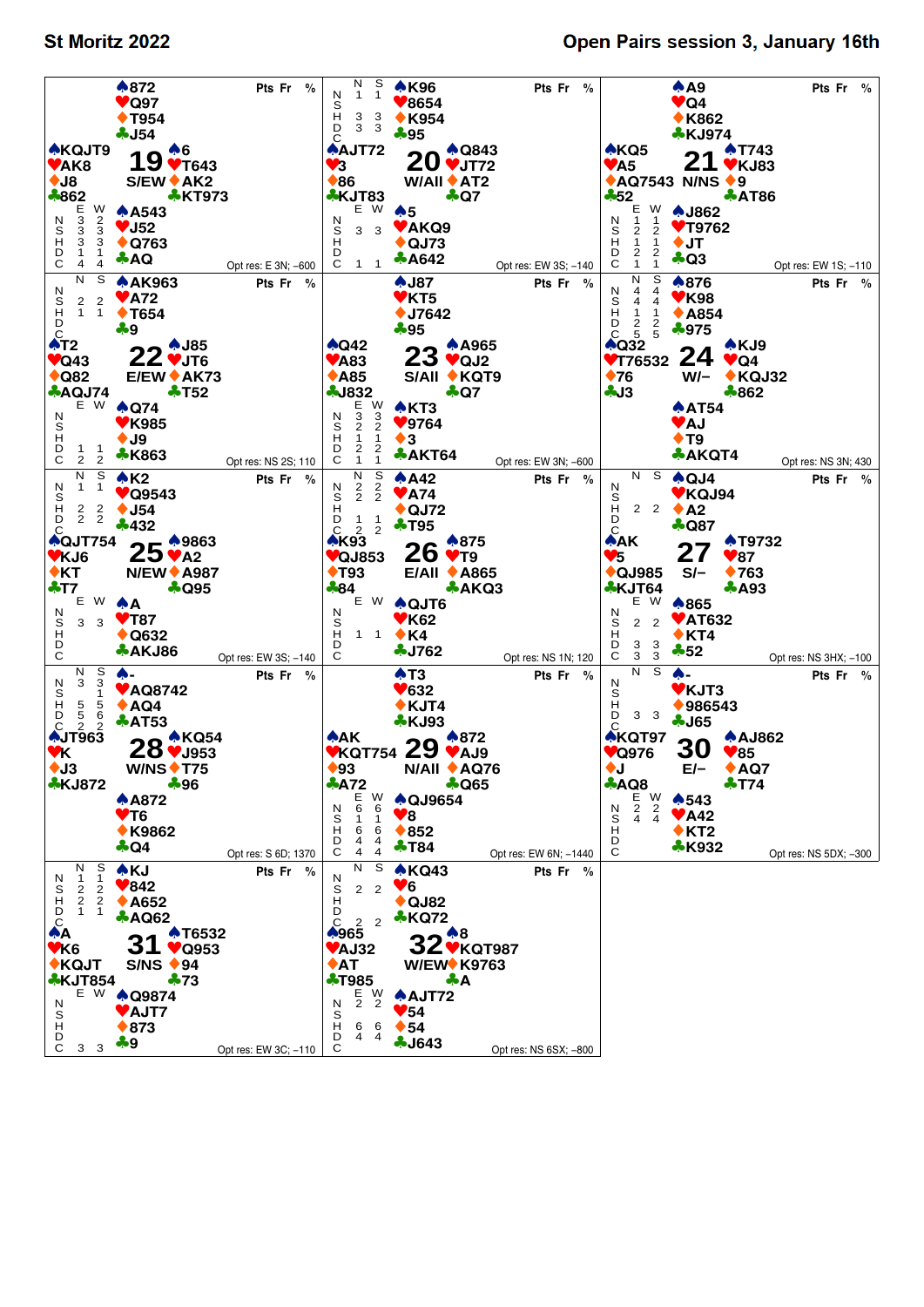# St Moritz 2022

## Open Pairs session 3, January 16th

### Board 19 — S/EW

| | |
|---|---|
| North | ♠872 ♥Q97 ♦T954 ♣J54 |
| West | ♠KQJT9 ♥AK8 ♦J8 ♣862 |
| East | ♠6 ♥T643 ♦AK2 ♣KT973 |
| South | ♠A543 ♥J52 ♦Q763 ♣AQ |

| | E | W |
|---|---|---|
| N | 3 | 2 |
| S | 3 | 3 |
| H | 3 | 3 |
| D | 1 | 1 |
| C | 4 | 4 |

Pts Fr %

Opt res: E 3N; −600

### Board 20 — W/All

| | |
|---|---|
| North | ♠K96 ♥8654 ♦K954 ♣95 |
| West | ♠AJT72 ♥3 ♦86 ♣KJT83 |
| East | ♠Q843 ♥JT72 ♦AT2 ♣Q7 |
| South | ♠5 ♥AKQ9 ♦QJ73 ♣A642 |

| | N | S | E | W |
|---|---|---|---|---|
| N | 1 | 1 | | |
| S | | | 3 | 3 |
| H | 3 | 3 | | |
| D | 3 | 3 | | |
| C | | | 1 | 1 |

Pts Fr %

Opt res: EW 3S; −140

### Board 21 — N/NS

| | |
|---|---|
| North | ♠A9 ♥Q4 ♦K862 ♣KJ974 |
| West | ♠KQ5 ♥A5 ♦AQ7543 ♣52 |
| East | ♠T743 ♥KJ83 ♦9 ♣AT86 |
| South | ♠J862 ♥T9762 ♦JT ♣Q3 |

| | E | W |
|---|---|---|
| N | 1 | 1 |
| S | 2 | 2 |
| H | 1 | 1 |
| D | 2 | 2 |
| C | 1 | 1 |

Pts Fr %

Opt res: EW 1S; −110

### Board 22 — E/EW

| | |
|---|---|
| North | ♠AK963 ♥A72 ♦T654 ♣9 |
| West | ♠T2 ♥Q43 ♦Q82 ♣AQJ74 |
| East | ♠J85 ♥JT6 ♦AK73 ♣T52 |
| South | ♠Q74 ♥K985 ♦J9 ♣K863 |

| | N | S | E | W |
|---|---|---|---|---|
| N | | | | |
| S | 2 | 2 | | |
| H | 1 | 1 | | |
| D | | | 1 | 1 |
| C | | | 2 | 2 |

Pts Fr %

Opt res: NS 2S; 110

### Board 23 — S/All

| | |
|---|---|
| North | ♠J87 ♥KT5 ♦J7642 ♣95 |
| West | ♠Q42 ♥A83 ♦A85 ♣J832 |
| East | ♠A965 ♥QJ2 ♦KQT9 ♣Q7 |
| South | ♠KT3 ♥9764 ♦3 ♣AKT64 |

| | E | W |
|---|---|---|
| N | 3 | 3 |
| S | 2 | 2 |
| H | 1 | 1 |
| D | 2 | 2 |
| C | 1 | 1 |

Pts Fr %

Opt res: EW 3N; −600

### Board 24 — W/−

| | |
|---|---|
| North | ♠876 ♥K98 ♦A854 ♣975 |
| West | ♠Q32 ♥T76532 ♦76 ♣J3 |
| East | ♠KJ9 ♥Q4 ♦KQJ32 ♣862 |
| South | ♠AT54 ♥AJ ♦T9 ♣AKQT4 |

| | N | S |
|---|---|---|
| N | 4 | 4 |
| S | 4 | 4 |
| H | 1 | 1 |
| D | 2 | 2 |
| C | 5 | 5 |

Pts Fr %

Opt res: NS 3N; 430

### Board 25 — N/EW

| | |
|---|---|
| North | ♠K2 ♥Q9543 ♦J54 ♣432 |
| West | ♠QJT754 ♥KJ6 ♦KT ♣T7 |
| East | ♠9863 ♥A2 ♦A987 ♣Q95 |
| South | ♠A ♥T87 ♦Q632 ♣AKJ86 |

| | N | S | E | W |
|---|---|---|---|---|
| N | 1 | 1 | | |
| S | | | 3 | 3 |
| H | 2 | 2 | | |
| D | 2 | 2 | | |
| C | | | | |

Pts Fr %

Opt res: EW 3S; −140

### Board 26 — E/All

| | |
|---|---|
| North | ♠A42 ♥A74 ♦QJ72 ♣T95 |
| West | ♠K93 ♥QJ853 ♦T93 ♣84 |
| East | ♠875 ♥T9 ♦A865 ♣AKQ3 |
| South | ♠QJT6 ♥K62 ♦K4 ♣J762 |

| | N | S | E | W |
|---|---|---|---|---|
| N | 2 | 2 | | |
| S | 2 | 2 | | |
| H | | | 1 | 1 |
| D | 1 | 1 | | |
| C | 2 | 2 | | |

Pts Fr %

Opt res: NS 1N; 120

### Board 27 — S/−

| | |
|---|---|
| North | ♠QJ4 ♥KQJ94 ♦A2 ♣Q87 |
| West | ♠AK ♥5 ♦QJ985 ♣KJT64 |
| East | ♠T9732 ♥87 ♦763 ♣A93 |
| South | ♠865 ♥AT632 ♦KT4 ♣52 |

| | N | S | E | W |
|---|---|---|---|---|
| N | | | | |
| S | | | 2 | 2 |
| H | 2 | 2 | | |
| D | | | 3 | 3 |
| C | | | 3 | 3 |

Pts Fr %

Opt res: NS 3HX; −100

### Board 28 — W/NS

| | |
|---|---|
| North | ♠- ♥AQ8742 ♦AQ4 ♣AT53 |
| West | ♠JT963 ♥K ♦J3 ♣KJ872 |
| East | ♠KQ54 ♥J953 ♦T75 ♣96 |
| South | ♠A872 ♥T6 ♦K9862 ♣Q4 |

| | N | S |
|---|---|---|
| N | 3 | 3 |
| S | 1 | 1 |
| H | 5 | 5 |
| D | 5 | 6 |
| C | 2 | 2 |

Pts Fr %

Opt res: S 6D; 1370

### Board 29 — N/All

| | |
|---|---|
| North | ♠T3 ♥632 ♦KJT4 ♣KJ93 |
| West | ♠AK ♥KQT754 ♦93 ♣A72 |
| East | ♠872 ♥AJ9 ♦AQ76 ♣Q65 |
| South | ♠QJ9654 ♥8 ♦852 ♣T84 |

| | E | W |
|---|---|---|
| N | 6 | 6 |
| S | 1 | 1 |
| H | 6 | 6 |
| D | 4 | 4 |
| C | 4 | 4 |

Pts Fr %

Opt res: EW 6N; −1440

### Board 30 — E/−

| | |
|---|---|
| North | ♠- ♥KJT3 ♦986543 ♣J65 |
| West | ♠KQT97 ♥Q976 ♦J ♣AQ8 |
| East | ♠AJ862 ♥85 ♦AQ7 ♣T74 |
| South | ♠543 ♥A42 ♦KT2 ♣K932 |

| | N | S | E | W |
|---|---|---|---|---|
| N | | | 2 | 2 |
| S | | | 4 | 4 |
| H | 3 | 3 | | |
| D | | | | |
| C | | | | |

Pts Fr %

Opt res: NS 5DX; −300

### Board 31 — S/NS

| | |
|---|---|
| North | ♠KJ ♥842 ♦A652 ♣AQ62 |
| West | ♠A ♥K6 ♦KQJT ♣KJT854 |
| East | ♠T6532 ♥Q953 ♦94 ♣73 |
| South | ♠Q9874 ♥AJT7 ♦873 ♣9 |

| | N | S | E | W |
|---|---|---|---|---|
| N | 1 | 1 | | |
| S | 2 | 2 | | |
| H | 2 | 2 | | |
| D | 1 | 1 | | |
| C | | | 3 | 3 |

Pts Fr %

Opt res: EW 3C; −110

### Board 32 — W/EW

| | |
|---|---|
| North | ♠KQ43 ♥6 ♦QJ82 ♣KQ72 |
| West | ♠965 ♥AJ32 ♦AT ♣T985 |
| East | ♠8 ♥KQT987 ♦K9763 ♣A |
| South | ♠AJT72 ♥54 ♦54 ♣J643 |

| | N | S | E | W |
|---|---|---|---|---|
| N | | | 2 | 2 |
| S | 2 | 2 | | |
| H | | | 6 | 6 |
| D | | | 4 | 4 |
| C | 2 | 2 | | |

Pts Fr %

Opt res: NS 6SX; −800